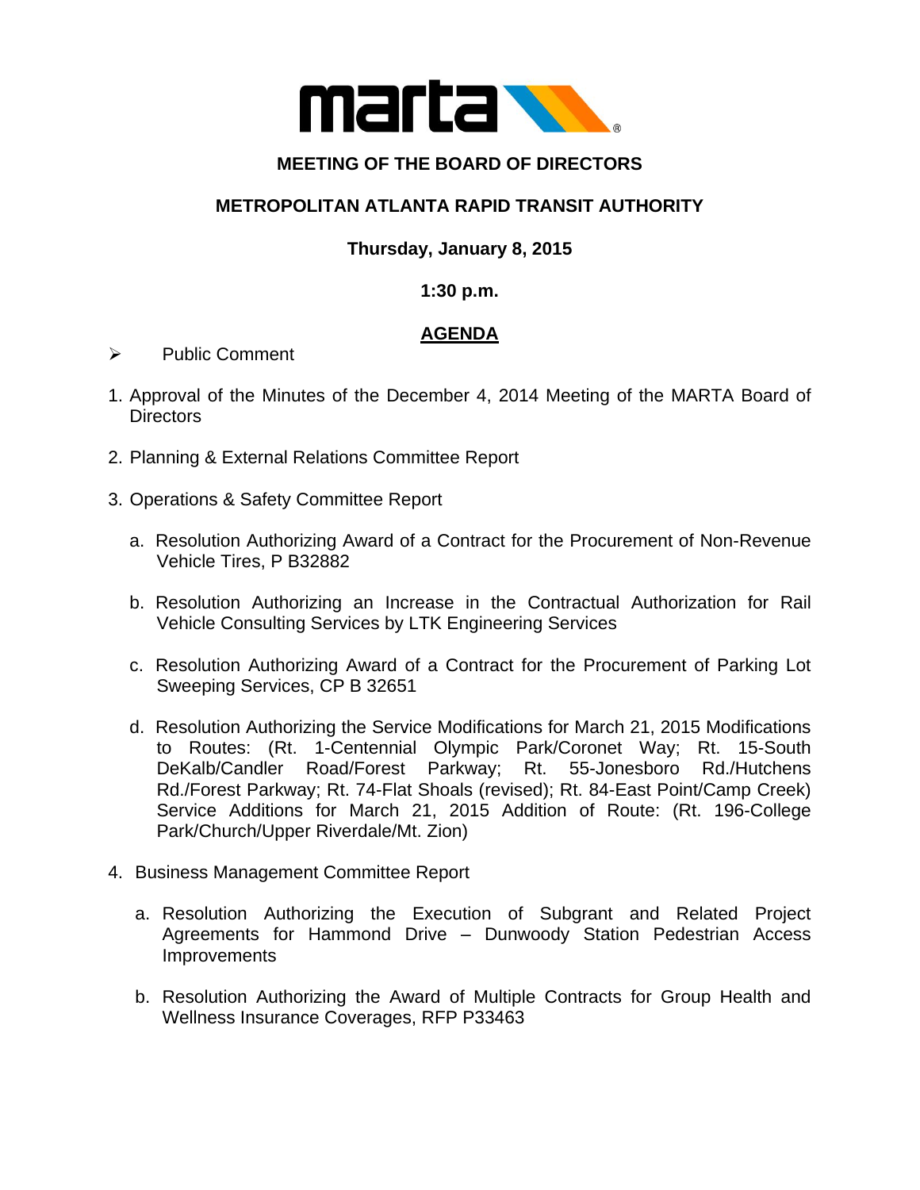**MEETING OF THE BOARD OF DIRECTORS**

**METROPOLITAN ATLANTA RAPID TRANSIT AUTHORITY**

**Thursday, January 8, 2015**

**1:30 p.m.**

## AGENDA

- Public Comment

1. Approval of the Minutes of the December 4, 2014 Meeting of the MARTA Board of Directors

2. Planning & External Relations Committee Report

3. Operations & Safety Committee Report

   a. Resolution Authorizing Award of a Contract for the Procurement of Non-Revenue Vehicle Tires, P B32882

   b. Resolution Authorizing an Increase in the Contractual Authorization for Rail Vehicle Consulting Services by LTK Engineering Services

   c. Resolution Authorizing Award of a Contract for the Procurement of Parking Lot Sweeping Services, CP B 32651

   d. Resolution Authorizing the Service Modifications for March 21, 2015 Modifications to Routes: (Rt. 1-Centennial Olympic Park/Coronet Way; Rt. 15-South DeKalb/Candler Road/Forest Parkway; Rt. 55-Jonesboro Rd./Hutchens Rd./Forest Parkway; Rt. 74-Flat Shoals (revised); Rt. 84-East Point/Camp Creek) Service Additions for March 21, 2015 Addition of Route: (Rt. 196-College Park/Church/Upper Riverdale/Mt. Zion)

4. Business Management Committee Report

   a. Resolution Authorizing the Execution of Subgrant and Related Project Agreements for Hammond Drive – Dunwoody Station Pedestrian Access Improvements

   b. Resolution Authorizing the Award of Multiple Contracts for Group Health and Wellness Insurance Coverages, RFP P33463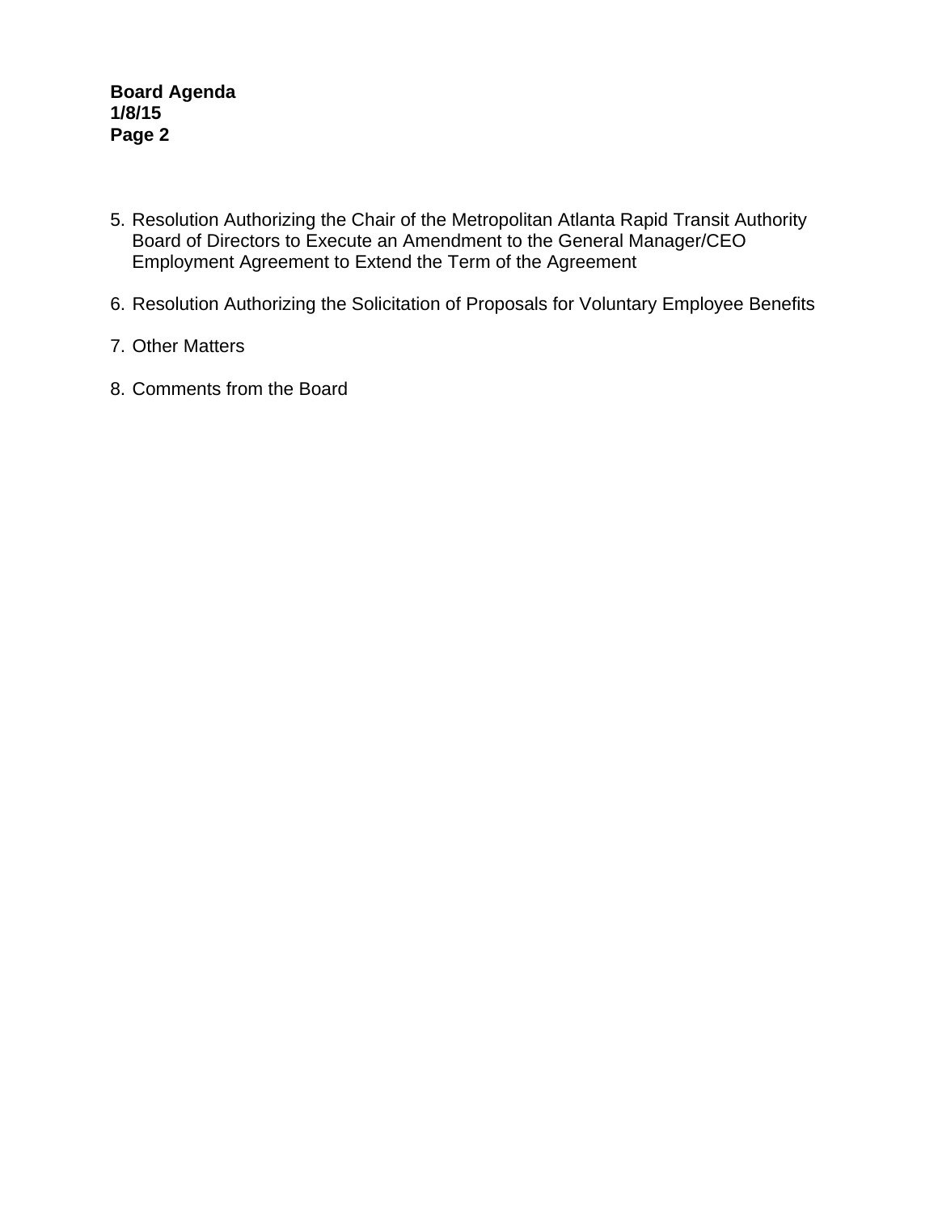5. Resolution Authorizing the Chair of the Metropolitan Atlanta Rapid Transit Authority Board of Directors to Execute an Amendment to the General Manager/CEO Employment Agreement to Extend the Term of the Agreement

6. Resolution Authorizing the Solicitation of Proposals for Voluntary Employee Benefits

7. Other Matters

8. Comments from the Board